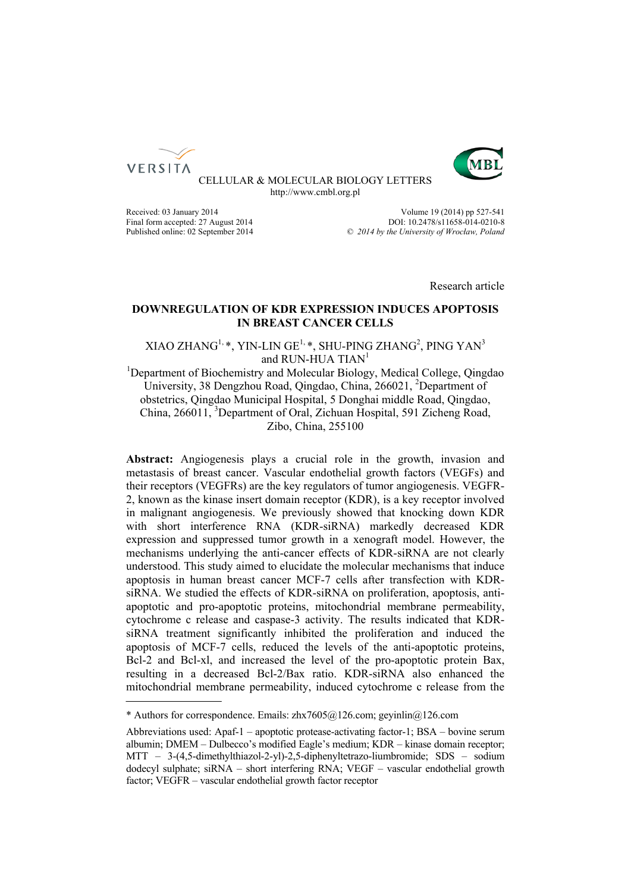CELLULAR & MOLECULAR BIOLOGY LETTERS
http://www.cmbl.org.pl

Received: 03 January 2014
Final form accepted: 27 August 2014
Published online: 02 September 2014

Volume 19 (2014) pp 527-541
DOI: 10.2478/s11658-014-0210-8
© *2014 by the University of Wrocław, Poland*

Research article

# DOWNREGULATION OF KDR EXPRESSION INDUCES APOPTOSIS IN BREAST CANCER CELLS

XIAO ZHANG[1,*], YIN-LIN GE[1,*], SHU-PING ZHANG[2], PING YAN[3] and RUN-HUA TIAN[1]

[1]Department of Biochemistry and Molecular Biology, Medical College, Qingdao University, 38 Dengzhou Road, Qingdao, China, 266021, [2]Department of obstetrics, Qingdao Municipal Hospital, 5 Donghai middle Road, Qingdao, China, 266011, [3]Department of Oral, Zichuan Hospital, 591 Zicheng Road, Zibo, China, 255100

**Abstract:** Angiogenesis plays a crucial role in the growth, invasion and metastasis of breast cancer. Vascular endothelial growth factors (VEGFs) and their receptors (VEGFRs) are the key regulators of tumor angiogenesis. VEGFR-2, known as the kinase insert domain receptor (KDR), is a key receptor involved in malignant angiogenesis. We previously showed that knocking down KDR with short interference RNA (KDR-siRNA) markedly decreased KDR expression and suppressed tumor growth in a xenograft model. However, the mechanisms underlying the anti-cancer effects of KDR-siRNA are not clearly understood. This study aimed to elucidate the molecular mechanisms that induce apoptosis in human breast cancer MCF-7 cells after transfection with KDR-siRNA. We studied the effects of KDR-siRNA on proliferation, apoptosis, anti-apoptotic and pro-apoptotic proteins, mitochondrial membrane permeability, cytochrome c release and caspase-3 activity. The results indicated that KDR-siRNA treatment significantly inhibited the proliferation and induced the apoptosis of MCF-7 cells, reduced the levels of the anti-apoptotic proteins, Bcl-2 and Bcl-xl, and increased the level of the pro-apoptotic protein Bax, resulting in a decreased Bcl-2/Bax ratio. KDR-siRNA also enhanced the mitochondrial membrane permeability, induced cytochrome c release from the

---

\* Authors for correspondence. Emails: zhx7605@126.com; geyinlin@126.com

Abbreviations used: Apaf-1 – apoptotic protease-activating factor-1; BSA – bovine serum albumin; DMEM – Dulbecco's modified Eagle's medium; KDR – kinase domain receptor; MTT – 3-(4,5-dimethylthiazol-2-yl)-2,5-diphenyltetrazo-liumbromide; SDS – sodium dodecyl sulphate; siRNA – short interfering RNA; VEGF – vascular endothelial growth factor; VEGFR – vascular endothelial growth factor receptor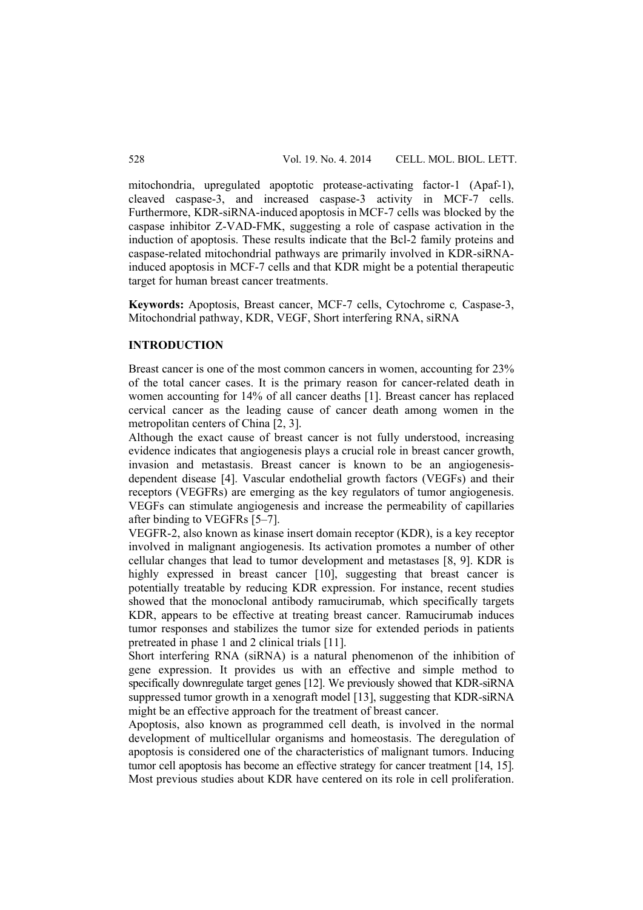mitochondria, upregulated apoptotic protease-activating factor-1 (Apaf-1), cleaved caspase-3, and increased caspase-3 activity in MCF-7 cells. Furthermore, KDR-siRNA-induced apoptosis in MCF-7 cells was blocked by the caspase inhibitor Z-VAD-FMK, suggesting a role of caspase activation in the induction of apoptosis. These results indicate that the Bcl-2 family proteins and caspase-related mitochondrial pathways are primarily involved in KDR-siRNA-induced apoptosis in MCF-7 cells and that KDR might be a potential therapeutic target for human breast cancer treatments.

**Keywords:** Apoptosis, Breast cancer, MCF-7 cells, Cytochrome c, Caspase-3, Mitochondrial pathway, KDR, VEGF, Short interfering RNA, siRNA

## INTRODUCTION

Breast cancer is one of the most common cancers in women, accounting for 23% of the total cancer cases. It is the primary reason for cancer-related death in women accounting for 14% of all cancer deaths [1]. Breast cancer has replaced cervical cancer as the leading cause of cancer death among women in the metropolitan centers of China [2, 3].

Although the exact cause of breast cancer is not fully understood, increasing evidence indicates that angiogenesis plays a crucial role in breast cancer growth, invasion and metastasis. Breast cancer is known to be an angiogenesis-dependent disease [4]. Vascular endothelial growth factors (VEGFs) and their receptors (VEGFRs) are emerging as the key regulators of tumor angiogenesis. VEGFs can stimulate angiogenesis and increase the permeability of capillaries after binding to VEGFRs [5–7].

VEGFR-2, also known as kinase insert domain receptor (KDR), is a key receptor involved in malignant angiogenesis. Its activation promotes a number of other cellular changes that lead to tumor development and metastases [8, 9]. KDR is highly expressed in breast cancer [10], suggesting that breast cancer is potentially treatable by reducing KDR expression. For instance, recent studies showed that the monoclonal antibody ramucirumab, which specifically targets KDR, appears to be effective at treating breast cancer. Ramucirumab induces tumor responses and stabilizes the tumor size for extended periods in patients pretreated in phase 1 and 2 clinical trials [11].

Short interfering RNA (siRNA) is a natural phenomenon of the inhibition of gene expression. It provides us with an effective and simple method to specifically downregulate target genes [12]. We previously showed that KDR-siRNA suppressed tumor growth in a xenograft model [13], suggesting that KDR-siRNA might be an effective approach for the treatment of breast cancer.

Apoptosis, also known as programmed cell death, is involved in the normal development of multicellular organisms and homeostasis. The deregulation of apoptosis is considered one of the characteristics of malignant tumors. Inducing tumor cell apoptosis has become an effective strategy for cancer treatment [14, 15]. Most previous studies about KDR have centered on its role in cell proliferation.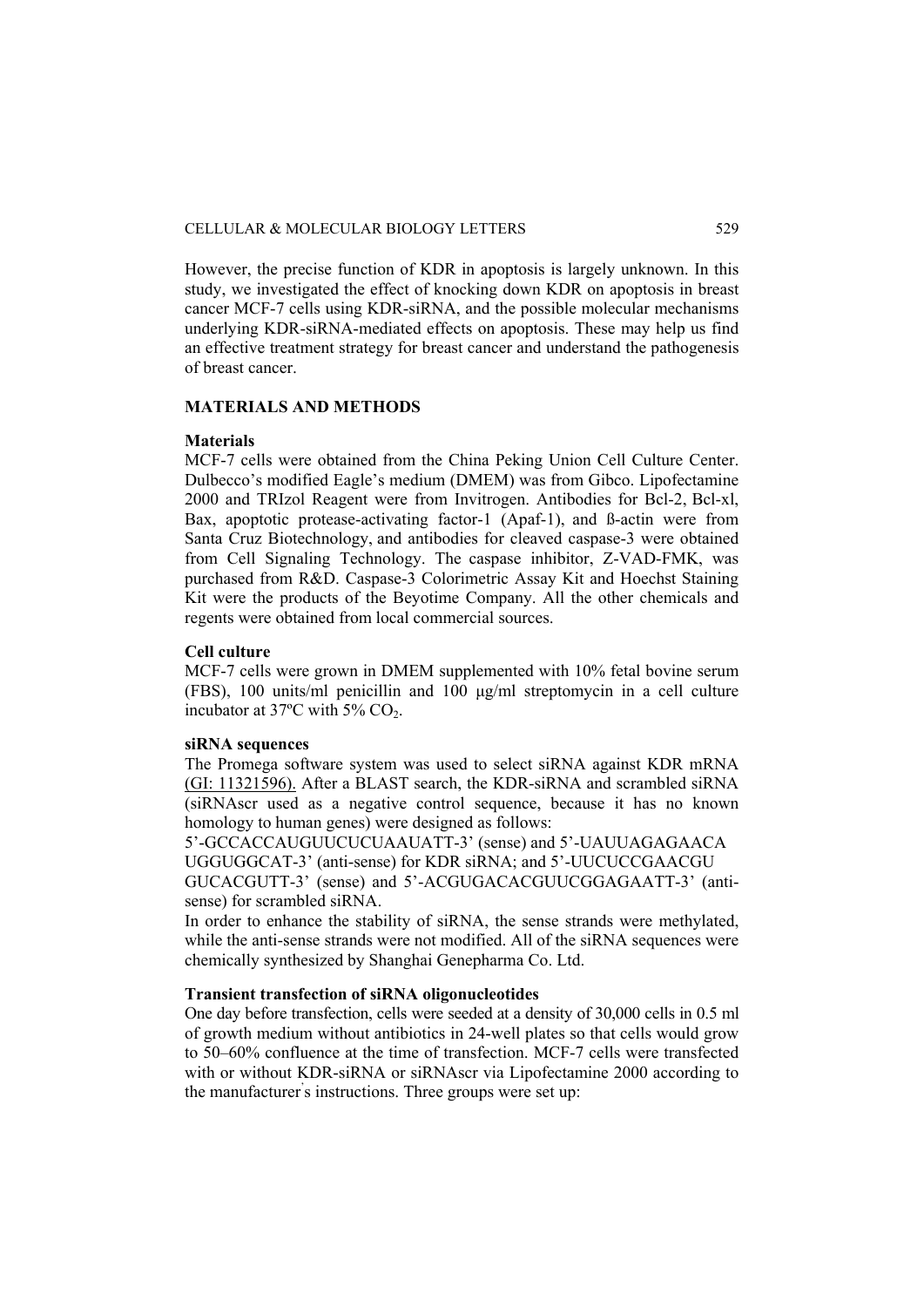However, the precise function of KDR in apoptosis is largely unknown. In this study, we investigated the effect of knocking down KDR on apoptosis in breast cancer MCF-7 cells using KDR-siRNA, and the possible molecular mechanisms underlying KDR-siRNA-mediated effects on apoptosis. These may help us find an effective treatment strategy for breast cancer and understand the pathogenesis of breast cancer.

## MATERIALS AND METHODS

### Materials

MCF-7 cells were obtained from the China Peking Union Cell Culture Center. Dulbecco's modified Eagle's medium (DMEM) was from Gibco. Lipofectamine 2000 and TRIzol Reagent were from Invitrogen. Antibodies for Bcl-2, Bcl-xl, Bax, apoptotic protease-activating factor-1 (Apaf-1), and ß-actin were from Santa Cruz Biotechnology, and antibodies for cleaved caspase-3 were obtained from Cell Signaling Technology. The caspase inhibitor, Z-VAD-FMK, was purchased from R&D. Caspase-3 Colorimetric Assay Kit and Hoechst Staining Kit were the products of the Beyotime Company. All the other chemicals and regents were obtained from local commercial sources.

### Cell culture

MCF-7 cells were grown in DMEM supplemented with 10% fetal bovine serum (FBS), 100 units/ml penicillin and 100 μg/ml streptomycin in a cell culture incubator at 37ºC with 5% $CO_2$.

### siRNA sequences

The Promega software system was used to select siRNA against KDR mRNA (GI: 11321596). After a BLAST search, the KDR-siRNA and scrambled siRNA (siRNAscr used as a negative control sequence, because it has no known homology to human genes) were designed as follows:
5'-GCCACCAUGUUCUCUAAUATT-3' (sense) and 5'-UAUUAGAGAACA UGGUGGCAT-3' (anti-sense) for KDR siRNA; and 5'-UUCUCCGAACGU GUCACGUTT-3' (sense) and 5'-ACGUGACACGUUCGGAGAATT-3' (anti-sense) for scrambled siRNA.
In order to enhance the stability of siRNA, the sense strands were methylated, while the anti-sense strands were not modified. All of the siRNA sequences were chemically synthesized by Shanghai Genepharma Co. Ltd.

### Transient transfection of siRNA oligonucleotides

One day before transfection, cells were seeded at a density of 30,000 cells in 0.5 ml of growth medium without antibiotics in 24-well plates so that cells would grow to 50–60% confluence at the time of transfection. MCF-7 cells were transfected with or without KDR-siRNA or siRNAscr via Lipofectamine 2000 according to the manufacturer's instructions. Three groups were set up: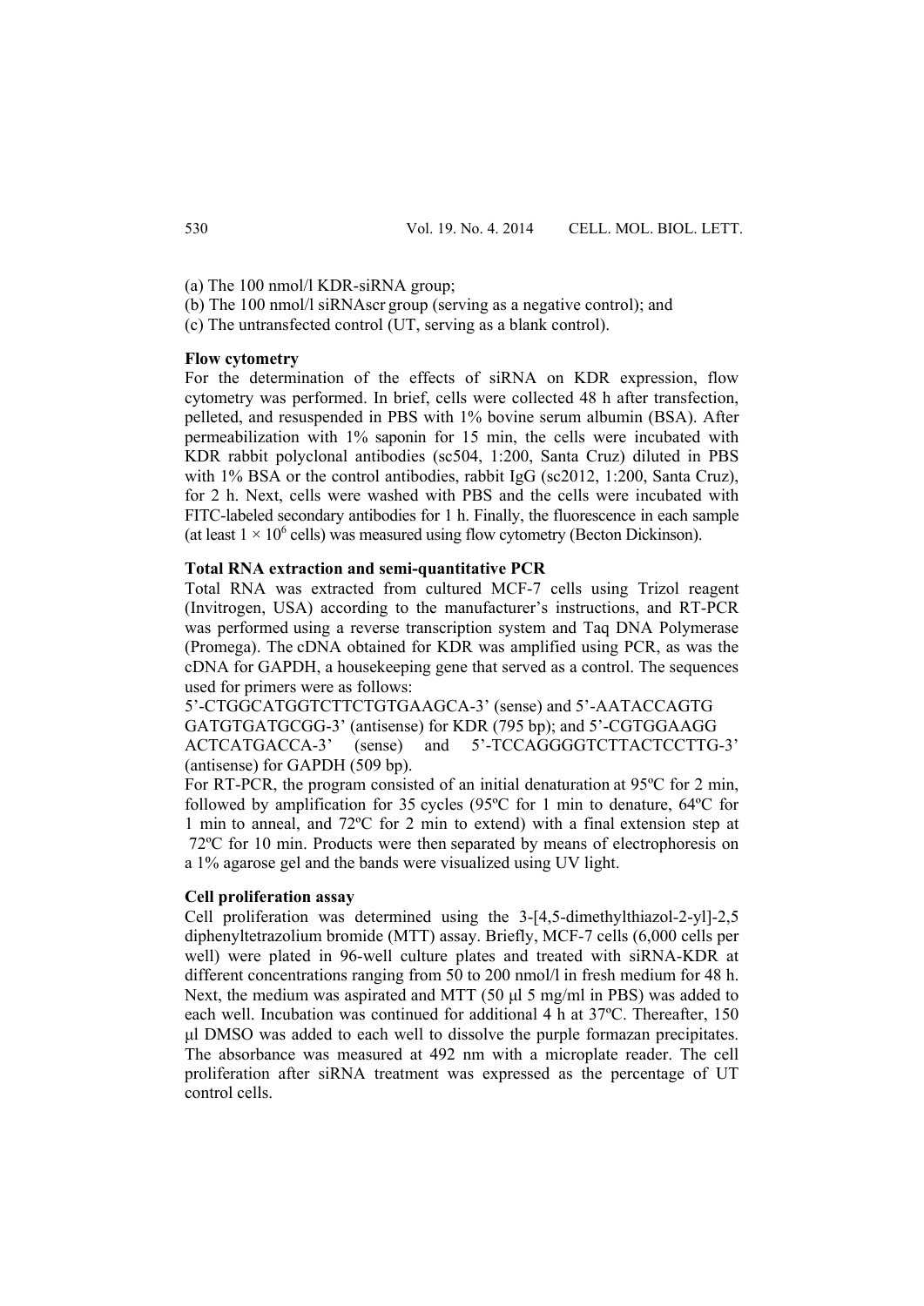(a) The 100 nmol/l KDR-siRNA group;

(b) The 100 nmol/l siRNAscr group (serving as a negative control); and

(c) The untransfected control (UT, serving as a blank control).

**Flow cytometry**

For the determination of the effects of siRNA on KDR expression, flow cytometry was performed. In brief, cells were collected 48 h after transfection, pelleted, and resuspended in PBS with 1% bovine serum albumin (BSA). After permeabilization with 1% saponin for 15 min, the cells were incubated with KDR rabbit polyclonal antibodies (sc504, 1:200, Santa Cruz) diluted in PBS with 1% BSA or the control antibodies, rabbit IgG (sc2012, 1:200, Santa Cruz), for 2 h. Next, cells were washed with PBS and the cells were incubated with FITC-labeled secondary antibodies for 1 h. Finally, the fluorescence in each sample (at least $1 \times 10^6$ cells) was measured using flow cytometry (Becton Dickinson).

**Total RNA extraction and semi-quantitative PCR**

Total RNA was extracted from cultured MCF-7 cells using Trizol reagent (Invitrogen, USA) according to the manufacturer's instructions, and RT-PCR was performed using a reverse transcription system and Taq DNA Polymerase (Promega). The cDNA obtained for KDR was amplified using PCR, as was the cDNA for GAPDH, a housekeeping gene that served as a control. The sequences used for primers were as follows:

5'-CTGGCATGGTCTTCTGTGAAGCA-3' (sense) and 5'-AATACCAGTG GATGTGATGCGG-3' (antisense) for KDR (795 bp); and 5'-CGTGGAAGG ACTCATGACCA-3' (sense) and 5'-TCCAGGGGTCTTACTCCTTG-3' (antisense) for GAPDH (509 bp).

For RT-PCR, the program consisted of an initial denaturation at 95ºC for 2 min, followed by amplification for 35 cycles (95ºC for 1 min to denature, 64ºC for 1 min to anneal, and 72ºC for 2 min to extend) with a final extension step at 72ºC for 10 min. Products were then separated by means of electrophoresis on a 1% agarose gel and the bands were visualized using UV light.

**Cell proliferation assay**

Cell proliferation was determined using the 3-[4,5-dimethylthiazol-2-yl]-2,5 diphenyltetrazolium bromide (MTT) assay. Briefly, MCF-7 cells (6,000 cells per well) were plated in 96-well culture plates and treated with siRNA-KDR at different concentrations ranging from 50 to 200 nmol/l in fresh medium for 48 h. Next, the medium was aspirated and MTT (50 μl 5 mg/ml in PBS) was added to each well. Incubation was continued for additional 4 h at 37ºC. Thereafter, 150 μl DMSO was added to each well to dissolve the purple formazan precipitates. The absorbance was measured at 492 nm with a microplate reader. The cell proliferation after siRNA treatment was expressed as the percentage of UT control cells.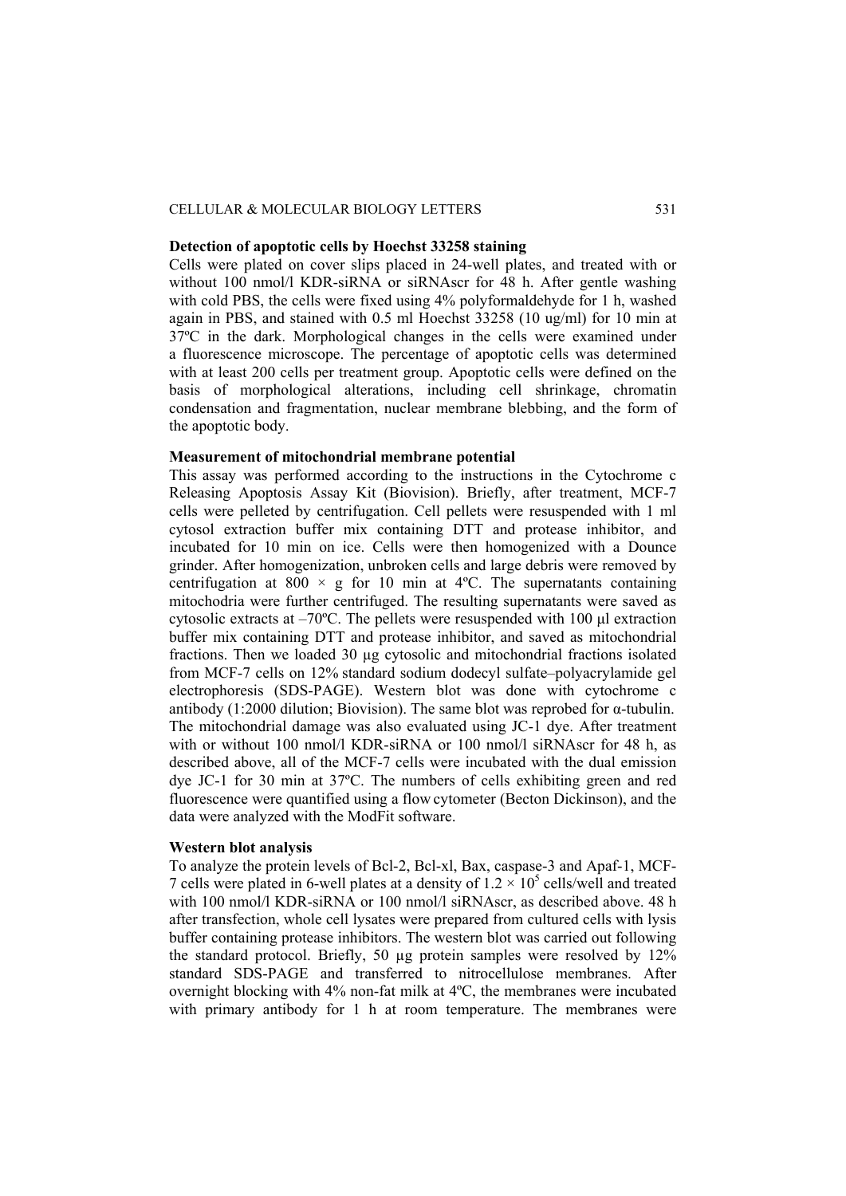**Detection of apoptotic cells by Hoechst 33258 staining**

Cells were plated on cover slips placed in 24-well plates, and treated with or without 100 nmol/l KDR-siRNA or siRNAscr for 48 h. After gentle washing with cold PBS, the cells were fixed using 4% polyformaldehyde for 1 h, washed again in PBS, and stained with 0.5 ml Hoechst 33258 (10 ug/ml) for 10 min at 37ºC in the dark. Morphological changes in the cells were examined under a fluorescence microscope. The percentage of apoptotic cells was determined with at least 200 cells per treatment group. Apoptotic cells were defined on the basis of morphological alterations, including cell shrinkage, chromatin condensation and fragmentation, nuclear membrane blebbing, and the form of the apoptotic body.

**Measurement of mitochondrial membrane potential**

This assay was performed according to the instructions in the Cytochrome c Releasing Apoptosis Assay Kit (Biovision). Briefly, after treatment, MCF-7 cells were pelleted by centrifugation. Cell pellets were resuspended with 1 ml cytosol extraction buffer mix containing DTT and protease inhibitor, and incubated for 10 min on ice. Cells were then homogenized with a Dounce grinder. After homogenization, unbroken cells and large debris were removed by centrifugation at $800 \times g$ for 10 min at 4ºC. The supernatants containing mitochodria were further centrifuged. The resulting supernatants were saved as cytosolic extracts at –70ºC. The pellets were resuspended with 100 µl extraction buffer mix containing DTT and protease inhibitor, and saved as mitochondrial fractions. Then we loaded 30 µg cytosolic and mitochondrial fractions isolated from MCF-7 cells on 12% standard sodium dodecyl sulfate–polyacrylamide gel electrophoresis (SDS-PAGE). Western blot was done with cytochrome c antibody (1:2000 dilution; Biovision). The same blot was reprobed for α-tubulin. The mitochondrial damage was also evaluated using JC-1 dye. After treatment with or without 100 nmol/l KDR-siRNA or 100 nmol/l siRNAscr for 48 h, as described above, all of the MCF-7 cells were incubated with the dual emission dye JC-1 for 30 min at 37ºC. The numbers of cells exhibiting green and red fluorescence were quantified using a flow cytometer (Becton Dickinson), and the data were analyzed with the ModFit software.

**Western blot analysis**

To analyze the protein levels of Bcl-2, Bcl-xl, Bax, caspase-3 and Apaf-1, MCF-7 cells were plated in 6-well plates at a density of $1.2 \times 10^5$ cells/well and treated with 100 nmol/l KDR-siRNA or 100 nmol/l siRNAscr, as described above. 48 h after transfection, whole cell lysates were prepared from cultured cells with lysis buffer containing protease inhibitors. The western blot was carried out following the standard protocol. Briefly, 50 µg protein samples were resolved by 12% standard SDS-PAGE and transferred to nitrocellulose membranes. After overnight blocking with 4% non-fat milk at 4ºC, the membranes were incubated with primary antibody for 1 h at room temperature. The membranes were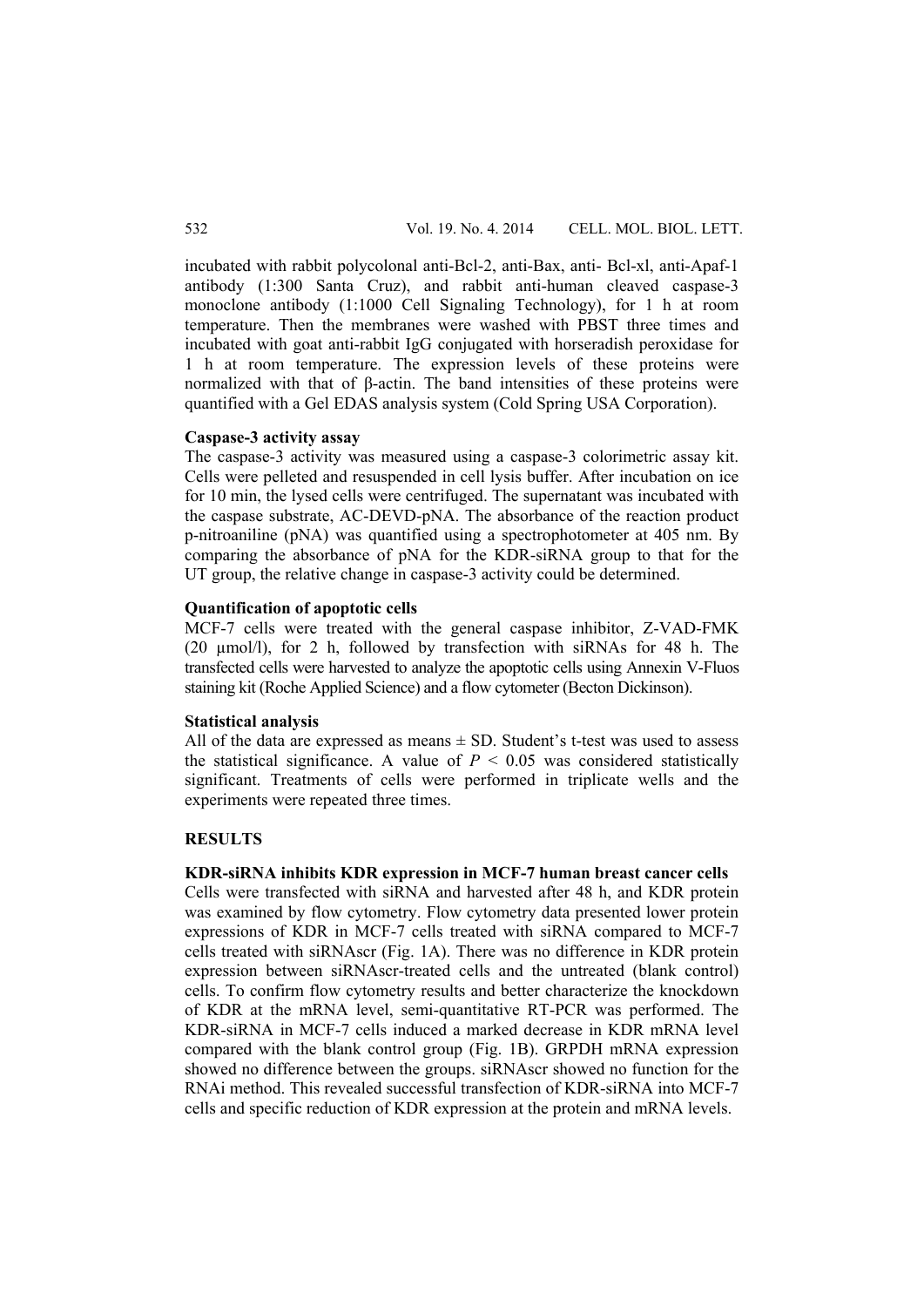incubated with rabbit polycolonal anti-Bcl-2, anti-Bax, anti- Bcl-xl, anti-Apaf-1 antibody (1:300 Santa Cruz), and rabbit anti-human cleaved caspase-3 monoclone antibody (1:1000 Cell Signaling Technology), for 1 h at room temperature. Then the membranes were washed with PBST three times and incubated with goat anti-rabbit IgG conjugated with horseradish peroxidase for 1 h at room temperature. The expression levels of these proteins were normalized with that of β-actin. The band intensities of these proteins were quantified with a Gel EDAS analysis system (Cold Spring USA Corporation).

**Caspase-3 activity assay**

The caspase-3 activity was measured using a caspase-3 colorimetric assay kit. Cells were pelleted and resuspended in cell lysis buffer. After incubation on ice for 10 min, the lysed cells were centrifuged. The supernatant was incubated with the caspase substrate, AC-DEVD-pNA. The absorbance of the reaction product p-nitroaniline (pNA) was quantified using a spectrophotometer at 405 nm. By comparing the absorbance of pNA for the KDR-siRNA group to that for the UT group, the relative change in caspase-3 activity could be determined.

**Quantification of apoptotic cells**

MCF-7 cells were treated with the general caspase inhibitor, Z-VAD-FMK (20 μmol/l), for 2 h, followed by transfection with siRNAs for 48 h. The transfected cells were harvested to analyze the apoptotic cells using Annexin V-Fluos staining kit (Roche Applied Science) and a flow cytometer (Becton Dickinson).

**Statistical analysis**

All of the data are expressed as means ± SD. Student's t-test was used to assess the statistical significance. A value of $P < 0.05$ was considered statistically significant. Treatments of cells were performed in triplicate wells and the experiments were repeated three times.

## RESULTS

**KDR-siRNA inhibits KDR expression in MCF-7 human breast cancer cells**

Cells were transfected with siRNA and harvested after 48 h, and KDR protein was examined by flow cytometry. Flow cytometry data presented lower protein expressions of KDR in MCF-7 cells treated with siRNA compared to MCF-7 cells treated with siRNAscr (Fig. 1A). There was no difference in KDR protein expression between siRNAscr-treated cells and the untreated (blank control) cells. To confirm flow cytometry results and better characterize the knockdown of KDR at the mRNA level, semi-quantitative RT-PCR was performed. The KDR-siRNA in MCF-7 cells induced a marked decrease in KDR mRNA level compared with the blank control group (Fig. 1B). GRPDH mRNA expression showed no difference between the groups. siRNAscr showed no function for the RNAi method. This revealed successful transfection of KDR-siRNA into MCF-7 cells and specific reduction of KDR expression at the protein and mRNA levels.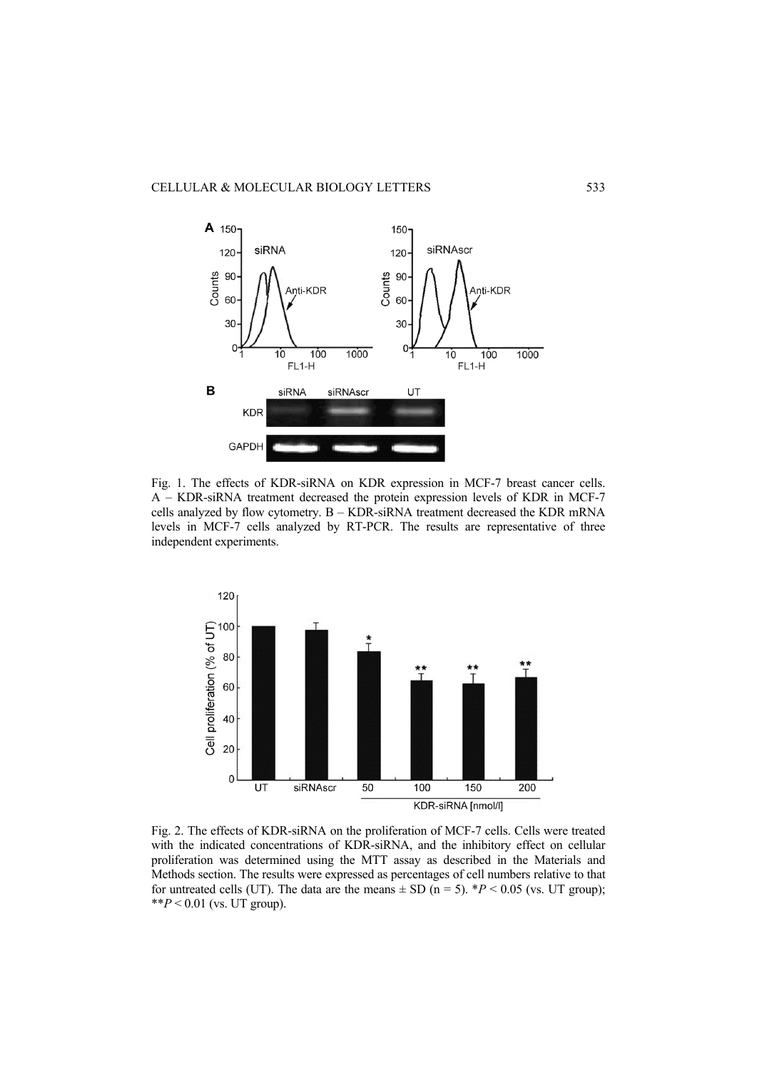Fig. 1. The effects of KDR-siRNA on KDR expression in MCF-7 breast cancer cells. A – KDR-siRNA treatment decreased the protein expression levels of KDR in MCF-7 cells analyzed by flow cytometry. B – KDR-siRNA treatment decreased the KDR mRNA levels in MCF-7 cells analyzed by RT-PCR. The results are representative of three independent experiments.

Fig. 2. The effects of KDR-siRNA on the proliferation of MCF-7 cells. Cells were treated with the indicated concentrations of KDR-siRNA, and the inhibitory effect on cellular proliferation was determined using the MTT assay as described in the Materials and Methods section. The results were expressed as percentages of cell numbers relative to that for untreated cells (UT). The data are the means ± SD (n = 5). *$P < 0.05$ (vs. UT group); **$P < 0.01$ (vs. UT group).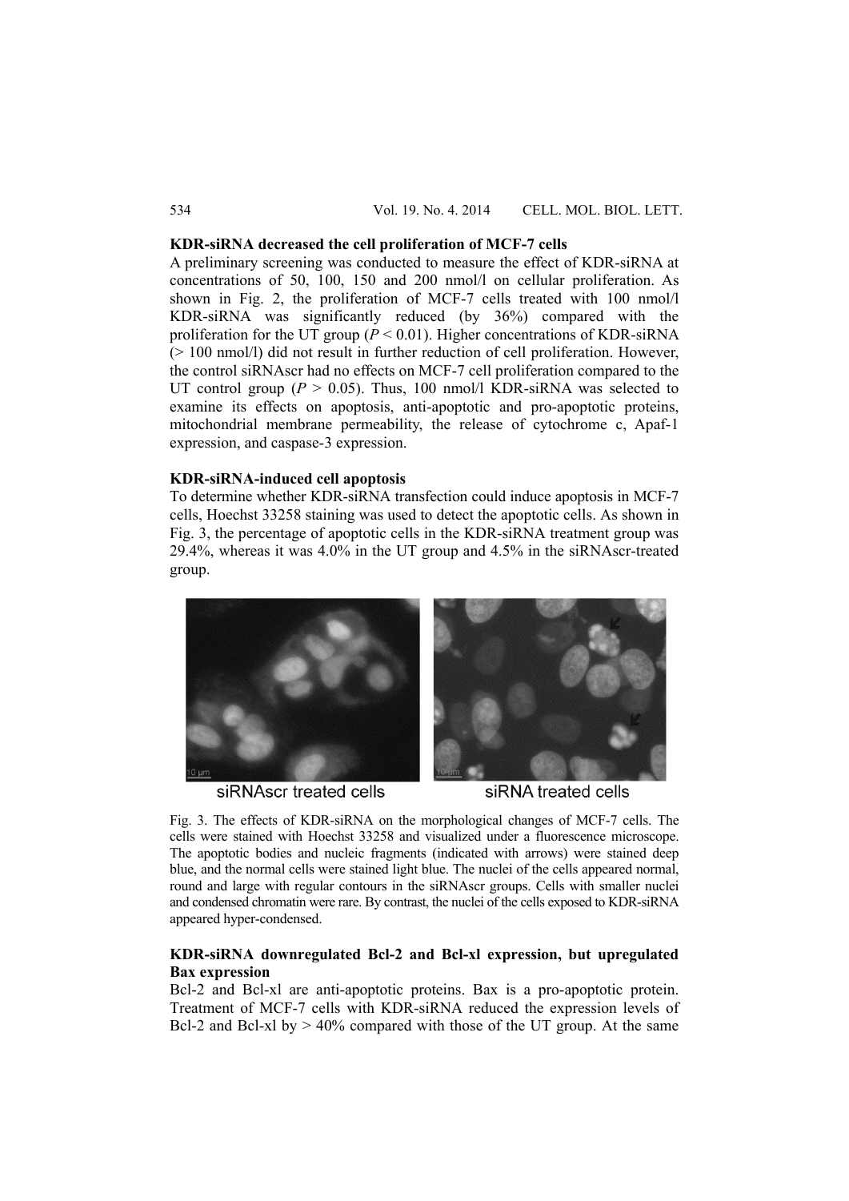### KDR-siRNA decreased the cell proliferation of MCF-7 cells

A preliminary screening was conducted to measure the effect of KDR-siRNA at concentrations of 50, 100, 150 and 200 nmol/l on cellular proliferation. As shown in Fig. 2, the proliferation of MCF-7 cells treated with 100 nmol/l KDR-siRNA was significantly reduced (by 36%) compared with the proliferation for the UT group ($P < 0.01$). Higher concentrations of KDR-siRNA (> 100 nmol/l) did not result in further reduction of cell proliferation. However, the control siRNAscr had no effects on MCF-7 cell proliferation compared to the UT control group ($P > 0.05$). Thus, 100 nmol/l KDR-siRNA was selected to examine its effects on apoptosis, anti-apoptotic and pro-apoptotic proteins, mitochondrial membrane permeability, the release of cytochrome c, Apaf-1 expression, and caspase-3 expression.

### KDR-siRNA-induced cell apoptosis

To determine whether KDR-siRNA transfection could induce apoptosis in MCF-7 cells, Hoechst 33258 staining was used to detect the apoptotic cells. As shown in Fig. 3, the percentage of apoptotic cells in the KDR-siRNA treatment group was 29.4%, whereas it was 4.0% in the UT group and 4.5% in the siRNAscr-treated group.

siRNAscr treated cells siRNA treated cells

Fig. 3. The effects of KDR-siRNA on the morphological changes of MCF-7 cells. The cells were stained with Hoechst 33258 and visualized under a fluorescence microscope. The apoptotic bodies and nucleic fragments (indicated with arrows) were stained deep blue, and the normal cells were stained light blue. The nuclei of the cells appeared normal, round and large with regular contours in the siRNAscr groups. Cells with smaller nuclei and condensed chromatin were rare. By contrast, the nuclei of the cells exposed to KDR-siRNA appeared hyper-condensed.

### KDR-siRNA downregulated Bcl-2 and Bcl-xl expression, but upregulated Bax expression

Bcl-2 and Bcl-xl are anti-apoptotic proteins. Bax is a pro-apoptotic protein. Treatment of MCF-7 cells with KDR-siRNA reduced the expression levels of Bcl-2 and Bcl-xl by > 40% compared with those of the UT group. At the same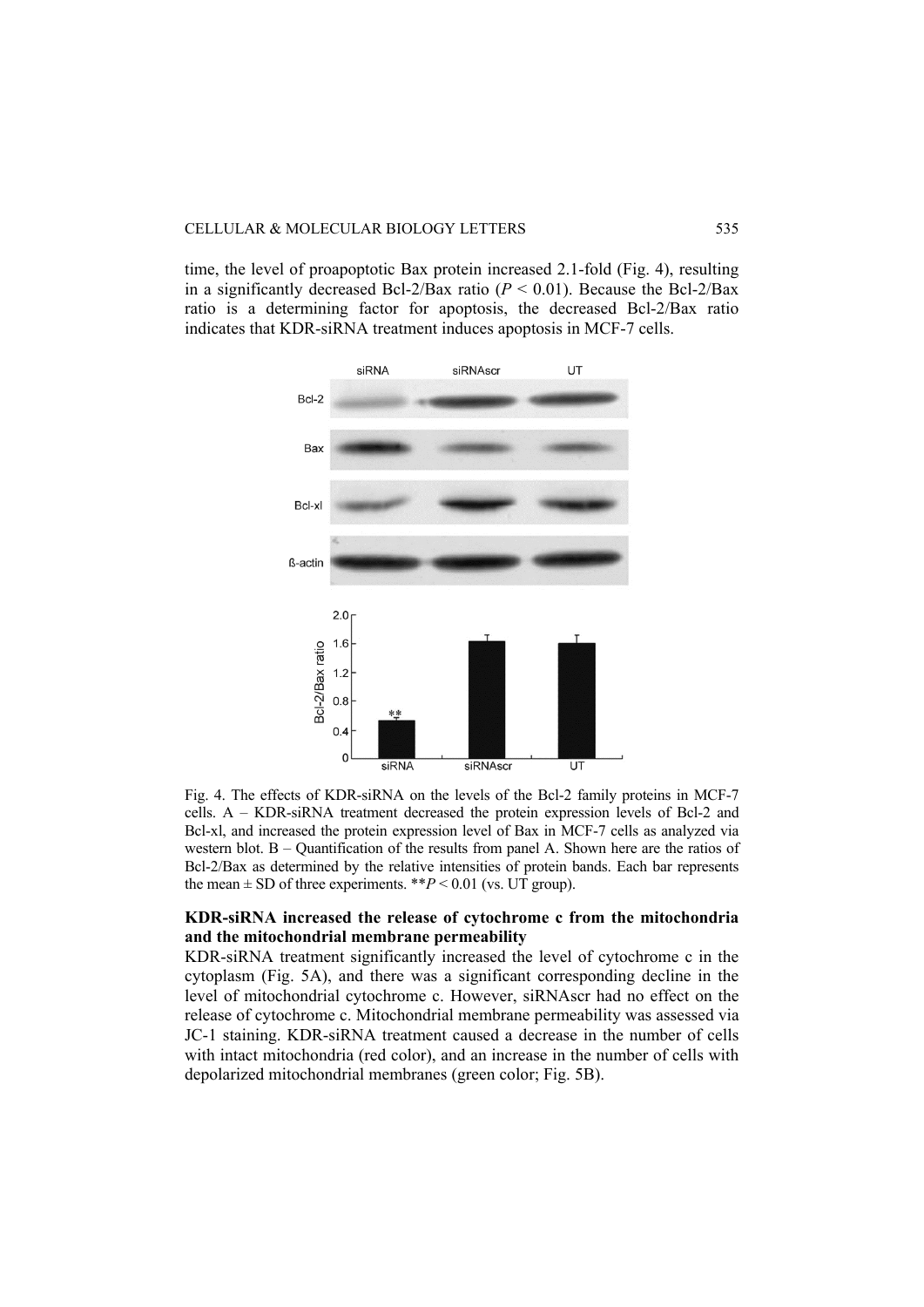time, the level of proapoptotic Bax protein increased 2.1-fold (Fig. 4), resulting in a significantly decreased Bcl-2/Bax ratio ($P < 0.01$). Because the Bcl-2/Bax ratio is a determining factor for apoptosis, the decreased Bcl-2/Bax ratio indicates that KDR-siRNA treatment induces apoptosis in MCF-7 cells.

Fig. 4. The effects of KDR-siRNA on the levels of the Bcl-2 family proteins in MCF-7 cells. A – KDR-siRNA treatment decreased the protein expression levels of Bcl-2 and Bcl-xl, and increased the protein expression level of Bax in MCF-7 cells as analyzed via western blot. B – Quantification of the results from panel A. Shown here are the ratios of Bcl-2/Bax as determined by the relative intensities of protein bands. Each bar represents the mean ± SD of three experiments. **$P < 0.01$ (vs. UT group).

**KDR-siRNA increased the release of cytochrome c from the mitochondria and the mitochondrial membrane permeability**

KDR-siRNA treatment significantly increased the level of cytochrome c in the cytoplasm (Fig. 5A), and there was a significant corresponding decline in the level of mitochondrial cytochrome c. However, siRNAscr had no effect on the release of cytochrome c. Mitochondrial membrane permeability was assessed via JC-1 staining. KDR-siRNA treatment caused a decrease in the number of cells with intact mitochondria (red color), and an increase in the number of cells with depolarized mitochondrial membranes (green color; Fig. 5B).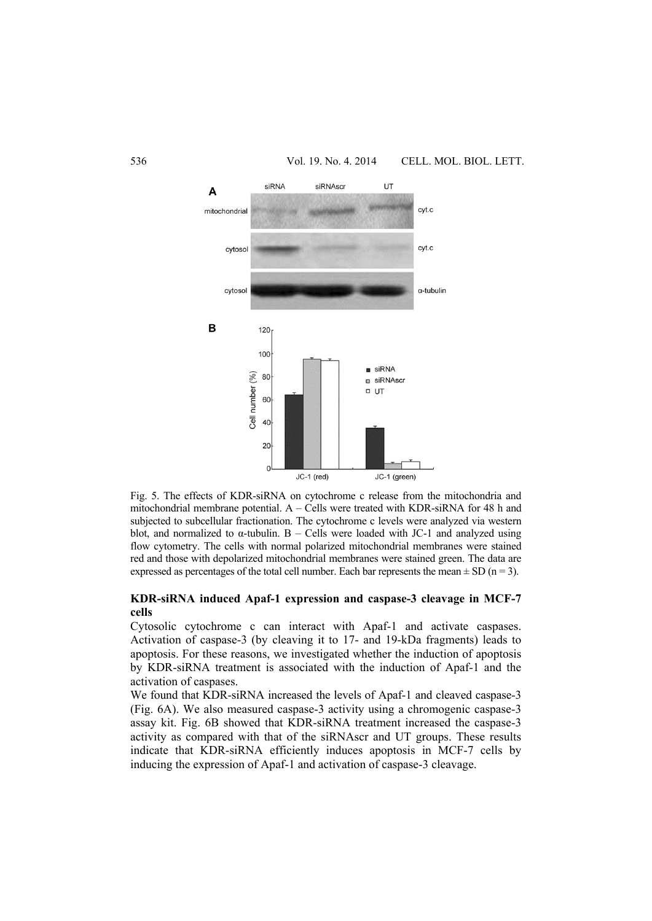Fig. 5. The effects of KDR-siRNA on cytochrome c release from the mitochondria and mitochondrial membrane potential. A – Cells were treated with KDR-siRNA for 48 h and subjected to subcellular fractionation. The cytochrome c levels were analyzed via western blot, and normalized to α-tubulin. B – Cells were loaded with JC-1 and analyzed using flow cytometry. The cells with normal polarized mitochondrial membranes were stained red and those with depolarized mitochondrial membranes were stained green. The data are expressed as percentages of the total cell number. Each bar represents the mean ± SD (n = 3).

### KDR-siRNA induced Apaf-1 expression and caspase-3 cleavage in MCF-7 cells

Cytosolic cytochrome c can interact with Apaf-1 and activate caspases. Activation of caspase-3 (by cleaving it to 17- and 19-kDa fragments) leads to apoptosis. For these reasons, we investigated whether the induction of apoptosis by KDR-siRNA treatment is associated with the induction of Apaf-1 and the activation of caspases.

We found that KDR-siRNA increased the levels of Apaf-1 and cleaved caspase-3 (Fig. 6A). We also measured caspase-3 activity using a chromogenic caspase-3 assay kit. Fig. 6B showed that KDR-siRNA treatment increased the caspase-3 activity as compared with that of the siRNAscr and UT groups. These results indicate that KDR-siRNA efficiently induces apoptosis in MCF-7 cells by inducing the expression of Apaf-1 and activation of caspase-3 cleavage.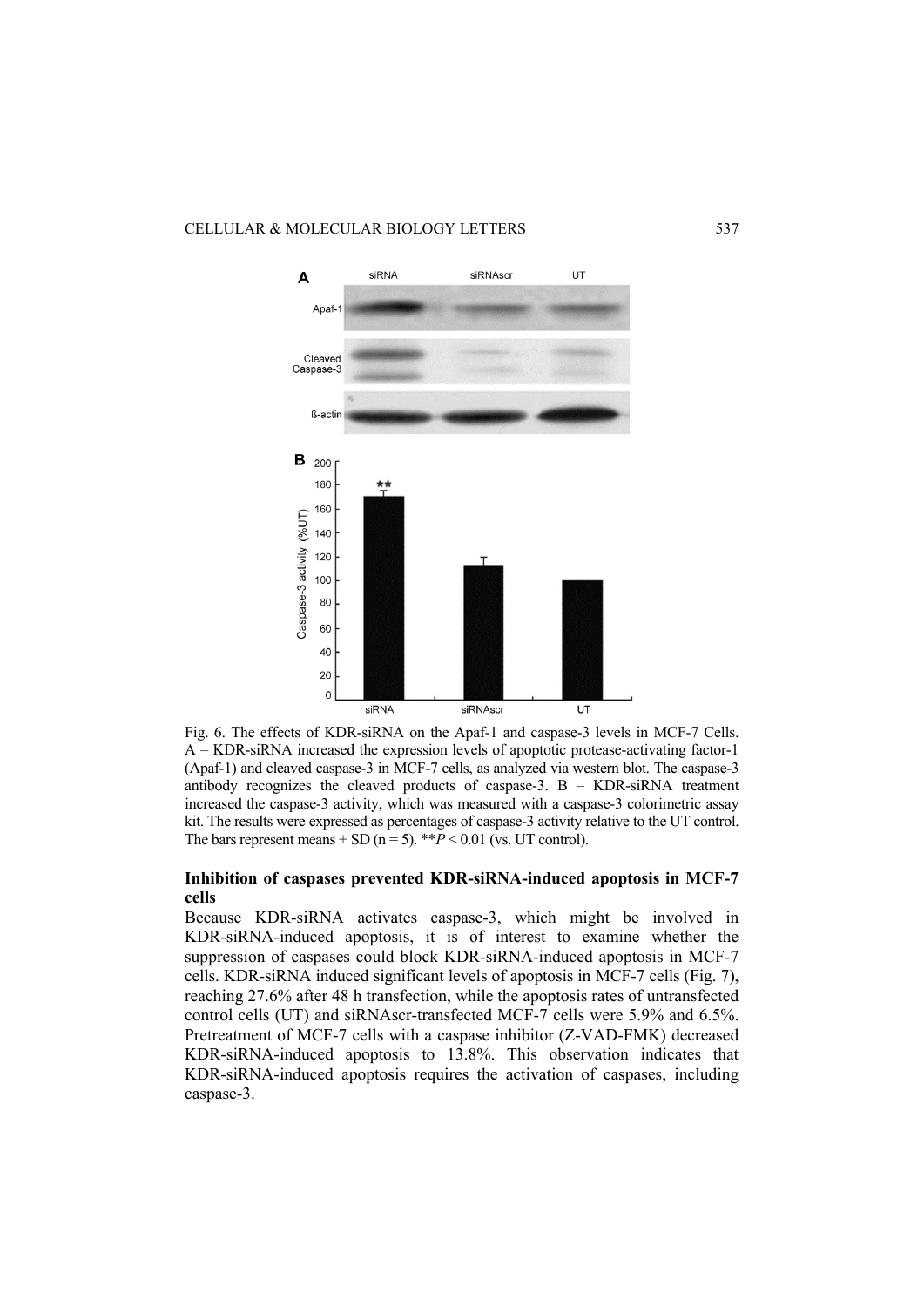Fig. 6. The effects of KDR-siRNA on the Apaf-1 and caspase-3 levels in MCF-7 Cells. A – KDR-siRNA increased the expression levels of apoptotic protease-activating factor-1 (Apaf-1) and cleaved caspase-3 in MCF-7 cells, as analyzed via western blot. The caspase-3 antibody recognizes the cleaved products of caspase-3. B – KDR-siRNA treatment increased the caspase-3 activity, which was measured with a caspase-3 colorimetric assay kit. The results were expressed as percentages of caspase-3 activity relative to the UT control. The bars represent means ± SD (n = 5). ***P* < 0.01 (vs. UT control).

**Inhibition of caspases prevented KDR-siRNA-induced apoptosis in MCF-7 cells**

Because KDR-siRNA activates caspase-3, which might be involved in KDR-siRNA-induced apoptosis, it is of interest to examine whether the suppression of caspases could block KDR-siRNA-induced apoptosis in MCF-7 cells. KDR-siRNA induced significant levels of apoptosis in MCF-7 cells (Fig. 7), reaching 27.6% after 48 h transfection, while the apoptosis rates of untransfected control cells (UT) and siRNAscr-transfected MCF-7 cells were 5.9% and 6.5%. Pretreatment of MCF-7 cells with a caspase inhibitor (Z-VAD-FMK) decreased KDR-siRNA-induced apoptosis to 13.8%. This observation indicates that KDR-siRNA-induced apoptosis requires the activation of caspases, including caspase-3.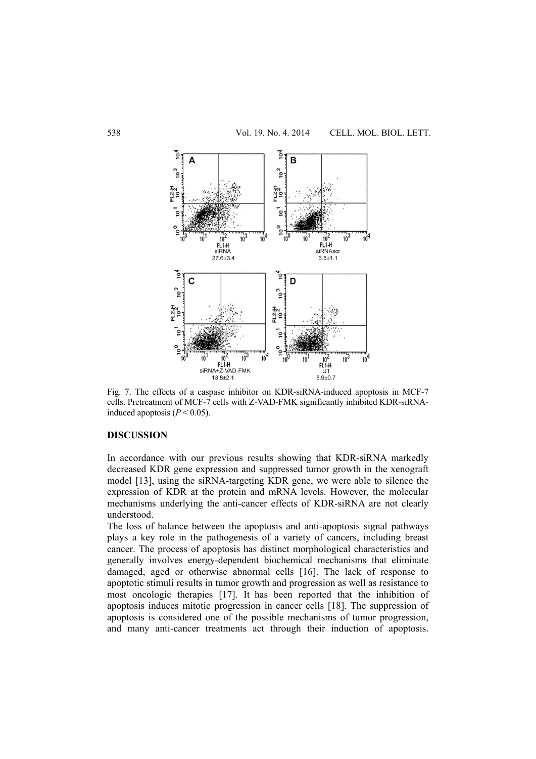Fig. 7. The effects of a caspase inhibitor on KDR-siRNA-induced apoptosis in MCF-7 cells. Pretreatment of MCF-7 cells with Z-VAD-FMK significantly inhibited KDR-siRNA-induced apoptosis ($P < 0.05$).

## DISCUSSION

In accordance with our previous results showing that KDR-siRNA markedly decreased KDR gene expression and suppressed tumor growth in the xenograft model [13], using the siRNA-targeting KDR gene, we were able to silence the expression of KDR at the protein and mRNA levels. However, the molecular mechanisms underlying the anti-cancer effects of KDR-siRNA are not clearly understood.

The loss of balance between the apoptosis and anti-apoptosis signal pathways plays a key role in the pathogenesis of a variety of cancers, including breast cancer. The process of apoptosis has distinct morphological characteristics and generally involves energy-dependent biochemical mechanisms that eliminate damaged, aged or otherwise abnormal cells [16]. The lack of response to apoptotic stimuli results in tumor growth and progression as well as resistance to most oncologic therapies [17]. It has been reported that the inhibition of apoptosis induces mitotic progression in cancer cells [18]. The suppression of apoptosis is considered one of the possible mechanisms of tumor progression, and many anti-cancer treatments act through their induction of apoptosis.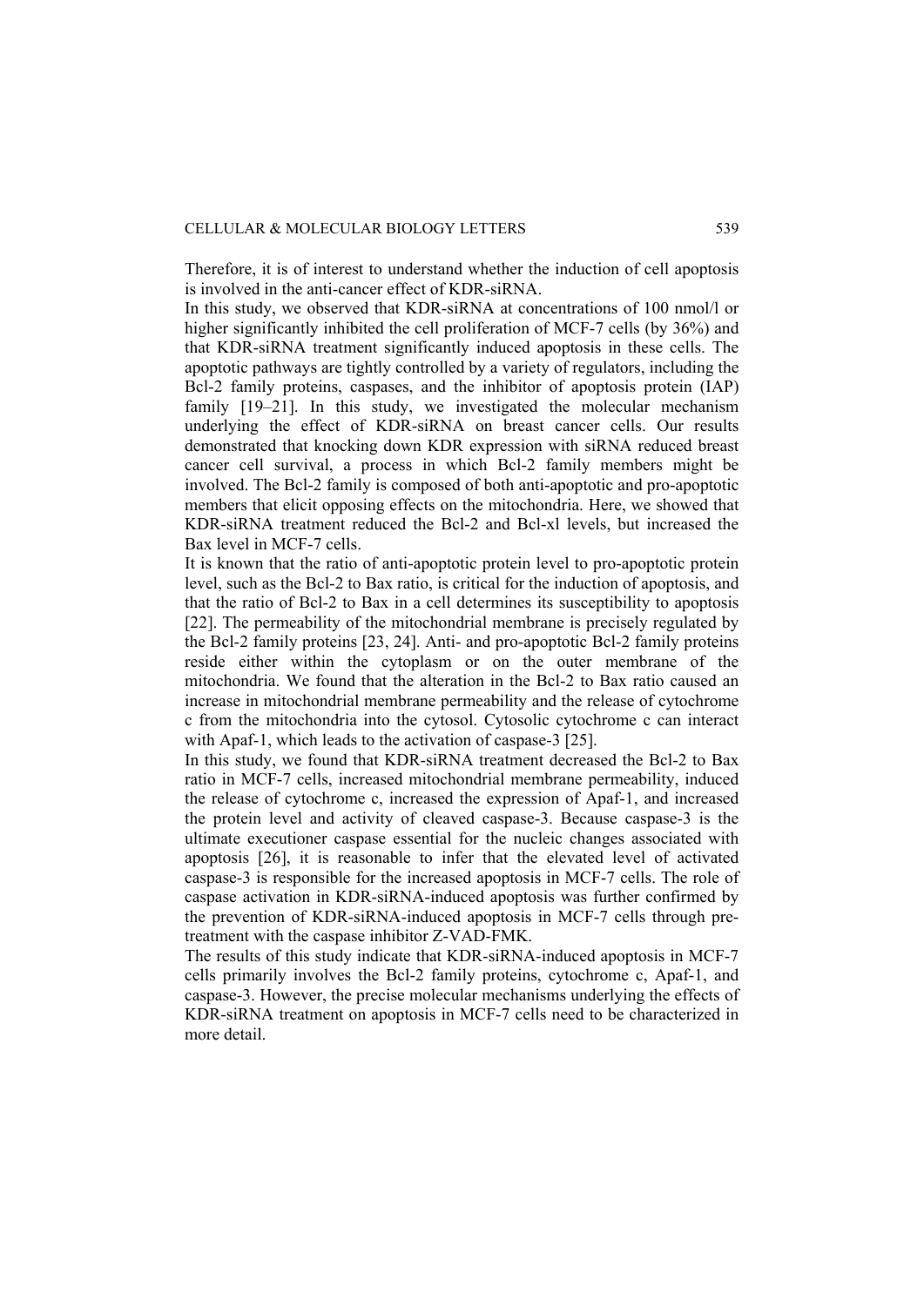Therefore, it is of interest to understand whether the induction of cell apoptosis is involved in the anti-cancer effect of KDR-siRNA.

In this study, we observed that KDR-siRNA at concentrations of 100 nmol/l or higher significantly inhibited the cell proliferation of MCF-7 cells (by 36%) and that KDR-siRNA treatment significantly induced apoptosis in these cells. The apoptotic pathways are tightly controlled by a variety of regulators, including the Bcl-2 family proteins, caspases, and the inhibitor of apoptosis protein (IAP) family [19–21]. In this study, we investigated the molecular mechanism underlying the effect of KDR-siRNA on breast cancer cells. Our results demonstrated that knocking down KDR expression with siRNA reduced breast cancer cell survival, a process in which Bcl-2 family members might be involved. The Bcl-2 family is composed of both anti-apoptotic and pro-apoptotic members that elicit opposing effects on the mitochondria. Here, we showed that KDR-siRNA treatment reduced the Bcl-2 and Bcl-xl levels, but increased the Bax level in MCF-7 cells.

It is known that the ratio of anti-apoptotic protein level to pro-apoptotic protein level, such as the Bcl-2 to Bax ratio, is critical for the induction of apoptosis, and that the ratio of Bcl-2 to Bax in a cell determines its susceptibility to apoptosis [22]. The permeability of the mitochondrial membrane is precisely regulated by the Bcl-2 family proteins [23, 24]. Anti- and pro-apoptotic Bcl-2 family proteins reside either within the cytoplasm or on the outer membrane of the mitochondria. We found that the alteration in the Bcl-2 to Bax ratio caused an increase in mitochondrial membrane permeability and the release of cytochrome c from the mitochondria into the cytosol. Cytosolic cytochrome c can interact with Apaf-1, which leads to the activation of caspase-3 [25].

In this study, we found that KDR-siRNA treatment decreased the Bcl-2 to Bax ratio in MCF-7 cells, increased mitochondrial membrane permeability, induced the release of cytochrome c, increased the expression of Apaf-1, and increased the protein level and activity of cleaved caspase-3. Because caspase-3 is the ultimate executioner caspase essential for the nucleic changes associated with apoptosis [26], it is reasonable to infer that the elevated level of activated caspase-3 is responsible for the increased apoptosis in MCF-7 cells. The role of caspase activation in KDR-siRNA-induced apoptosis was further confirmed by the prevention of KDR-siRNA-induced apoptosis in MCF-7 cells through pre-treatment with the caspase inhibitor Z-VAD-FMK.

The results of this study indicate that KDR-siRNA-induced apoptosis in MCF-7 cells primarily involves the Bcl-2 family proteins, cytochrome c, Apaf-1, and caspase-3. However, the precise molecular mechanisms underlying the effects of KDR-siRNA treatment on apoptosis in MCF-7 cells need to be characterized in more detail.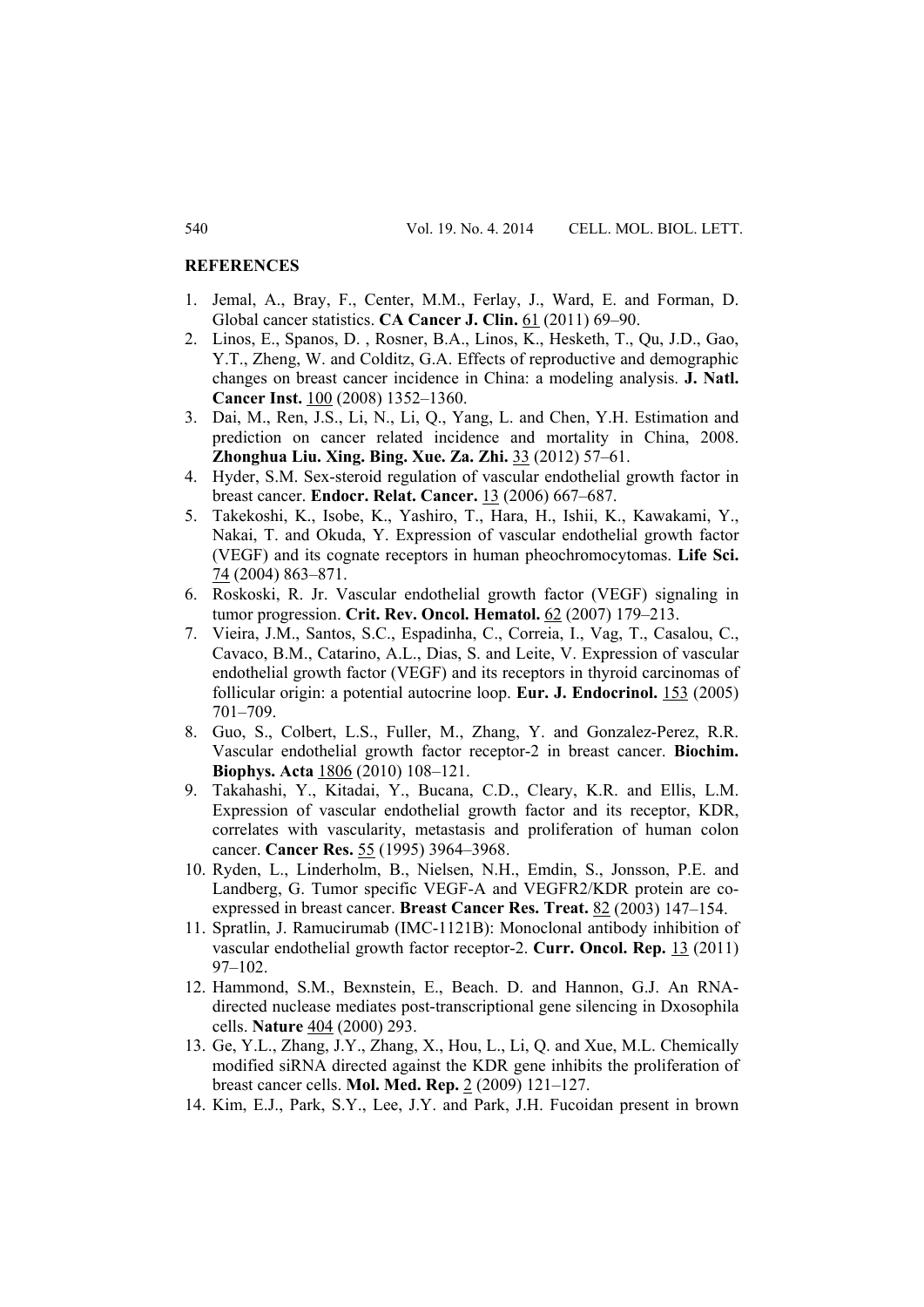## REFERENCES

1. Jemal, A., Bray, F., Center, M.M., Ferlay, J., Ward, E. and Forman, D. Global cancer statistics. **CA Cancer J. Clin.** 61 (2011) 69–90.
2. Linos, E., Spanos, D. , Rosner, B.A., Linos, K., Hesketh, T., Qu, J.D., Gao, Y.T., Zheng, W. and Colditz, G.A. Effects of reproductive and demographic changes on breast cancer incidence in China: a modeling analysis. **J. Natl. Cancer Inst.** 100 (2008) 1352–1360.
3. Dai, M., Ren, J.S., Li, N., Li, Q., Yang, L. and Chen, Y.H. Estimation and prediction on cancer related incidence and mortality in China, 2008. **Zhonghua Liu. Xing. Bing. Xue. Za. Zhi.** 33 (2012) 57–61.
4. Hyder, S.M. Sex-steroid regulation of vascular endothelial growth factor in breast cancer. **Endocr. Relat. Cancer.** 13 (2006) 667–687.
5. Takekoshi, K., Isobe, K., Yashiro, T., Hara, H., Ishii, K., Kawakami, Y., Nakai, T. and Okuda, Y. Expression of vascular endothelial growth factor (VEGF) and its cognate receptors in human pheochromocytomas. **Life Sci.** 74 (2004) 863–871.
6. Roskoski, R. Jr. Vascular endothelial growth factor (VEGF) signaling in tumor progression. **Crit. Rev. Oncol. Hematol.** 62 (2007) 179–213.
7. Vieira, J.M., Santos, S.C., Espadinha, C., Correia, I., Vag, T., Casalou, C., Cavaco, B.M., Catarino, A.L., Dias, S. and Leite, V. Expression of vascular endothelial growth factor (VEGF) and its receptors in thyroid carcinomas of follicular origin: a potential autocrine loop. **Eur. J. Endocrinol.** 153 (2005) 701–709.
8. Guo, S., Colbert, L.S., Fuller, M., Zhang, Y. and Gonzalez-Perez, R.R. Vascular endothelial growth factor receptor-2 in breast cancer. **Biochim. Biophys. Acta** 1806 (2010) 108–121.
9. Takahashi, Y., Kitadai, Y., Bucana, C.D., Cleary, K.R. and Ellis, L.M. Expression of vascular endothelial growth factor and its receptor, KDR, correlates with vascularity, metastasis and proliferation of human colon cancer. **Cancer Res.** 55 (1995) 3964–3968.
10. Ryden, L., Linderholm, B., Nielsen, N.H., Emdin, S., Jonsson, P.E. and Landberg, G. Tumor specific VEGF-A and VEGFR2/KDR protein are co-expressed in breast cancer. **Breast Cancer Res. Treat.** 82 (2003) 147–154.
11. Spratlin, J. Ramucirumab (IMC-1121B): Monoclonal antibody inhibition of vascular endothelial growth factor receptor-2. **Curr. Oncol. Rep.** 13 (2011) 97–102.
12. Hammond, S.M., Bexnstein, E., Beach. D. and Hannon, G.J. An RNA-directed nuclease mediates post-transcriptional gene silencing in Dxosophila cells. **Nature** 404 (2000) 293.
13. Ge, Y.L., Zhang, J.Y., Zhang, X., Hou, L., Li, Q. and Xue, M.L. Chemically modified siRNA directed against the KDR gene inhibits the proliferation of breast cancer cells. **Mol. Med. Rep.** 2 (2009) 121–127.
14. Kim, E.J., Park, S.Y., Lee, J.Y. and Park, J.H. Fucoidan present in brown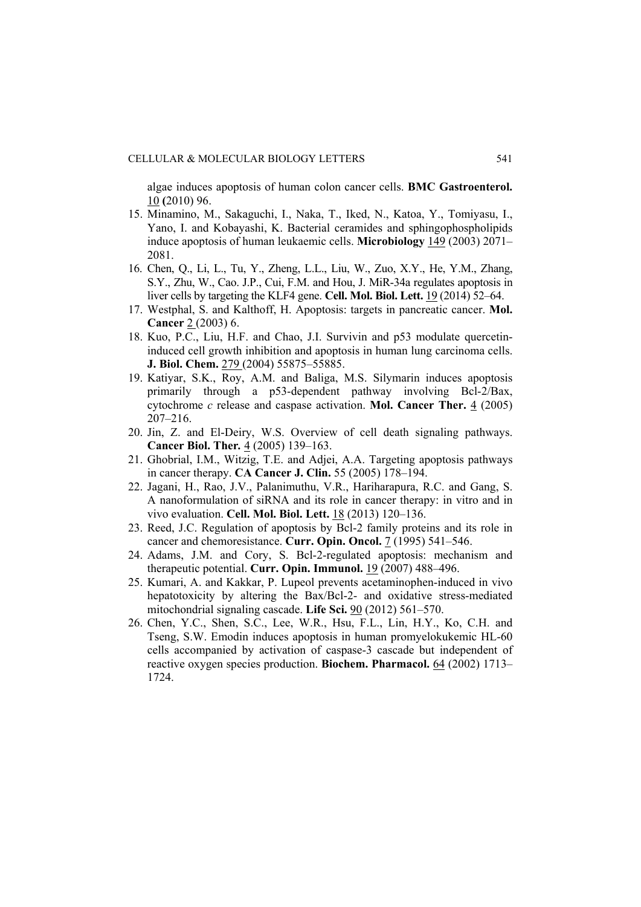algae induces apoptosis of human colon cancer cells. **BMC Gastroenterol.** 10 **(**2010) 96.

15. Minamino, M., Sakaguchi, I., Naka, T., Iked, N., Katoa, Y., Tomiyasu, I., Yano, I. and Kobayashi, K. Bacterial ceramides and sphingophospholipids induce apoptosis of human leukaemic cells. **Microbiology** 149 (2003) 2071–2081.
16. Chen, Q., Li, L., Tu, Y., Zheng, L.L., Liu, W., Zuo, X.Y., He, Y.M., Zhang, S.Y., Zhu, W., Cao. J.P., Cui, F.M. and Hou, J. MiR-34a regulates apoptosis in liver cells by targeting the KLF4 gene. **Cell. Mol. Biol. Lett.** 19 (2014) 52–64.
17. Westphal, S. and Kalthoff, H. Apoptosis: targets in pancreatic cancer. **Mol. Cancer** 2 (2003) 6.
18. Kuo, P.C., Liu, H.F. and Chao, J.I. Survivin and p53 modulate quercetin-induced cell growth inhibition and apoptosis in human lung carcinoma cells. **J. Biol. Chem.** 279 (2004) 55875–55885.
19. Katiyar, S.K., Roy, A.M. and Baliga, M.S. Silymarin induces apoptosis primarily through a p53-dependent pathway involving Bcl-2/Bax, cytochrome *c* release and caspase activation. **Mol. Cancer Ther.** 4 (2005) 207–216.
20. Jin, Z. and El-Deiry, W.S. Overview of cell death signaling pathways. **Cancer Biol. Ther.** 4 (2005) 139–163.
21. Ghobrial, I.M., Witzig, T.E. and Adjei, A.A. Targeting apoptosis pathways in cancer therapy. **CA Cancer J. Clin.** 55 (2005) 178–194.
22. Jagani, H., Rao, J.V., Palanimuthu, V.R., Hariharapura, R.C. and Gang, S. A nanoformulation of siRNA and its role in cancer therapy: in vitro and in vivo evaluation. **Cell. Mol. Biol. Lett.** 18 (2013) 120–136.
23. Reed, J.C. Regulation of apoptosis by Bcl-2 family proteins and its role in cancer and chemoresistance. **Curr. Opin. Oncol.** 7 (1995) 541–546.
24. Adams, J.M. and Cory, S. Bcl-2-regulated apoptosis: mechanism and therapeutic potential. **Curr. Opin. Immunol.** 19 (2007) 488–496.
25. Kumari, A. and Kakkar, P. Lupeol prevents acetaminophen-induced in vivo hepatotoxicity by altering the Bax/Bcl-2- and oxidative stress-mediated mitochondrial signaling cascade. **Life Sci.** 90 (2012) 561–570.
26. Chen, Y.C., Shen, S.C., Lee, W.R., Hsu, F.L., Lin, H.Y., Ko, C.H. and Tseng, S.W. Emodin induces apoptosis in human promyelokukemic HL-60 cells accompanied by activation of caspase-3 cascade but independent of reactive oxygen species production. **Biochem. Pharmacol.** 64 (2002) 1713–1724.